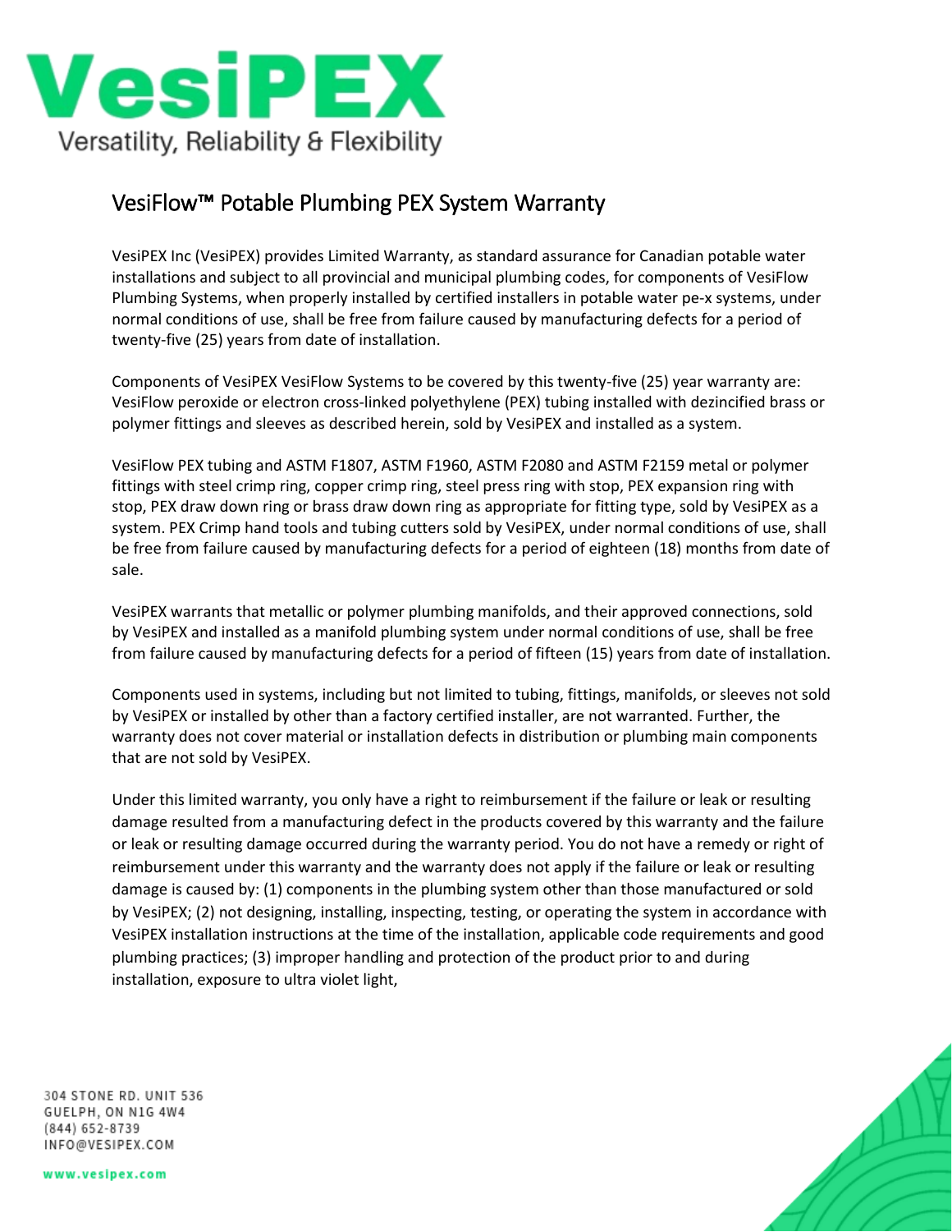# VesiPEX

Versatility, Reliability & Flexibility

## VesiFlow™ Potable Plumbing PEX System Warranty

VesiPEX Inc (VesiPEX) provides Limited Warranty, as standard assurance for Canadian potable water installations and subject to all provincial and municipal plumbing codes, for components of VesiFlow Plumbing Systems, when properly installed by certified installers in potable water pe-x systems, under normal conditions of use, shall be free from failure caused by manufacturing defects for a period of twenty-five (25) years from date of installation.

Components of VesiPEX VesiFlow Systems to be covered by this twenty-five (25) year warranty are: VesiFlow peroxide or electron cross-linked polyethylene (PEX) tubing installed with dezincified brass or polymer fittings and sleeves as described herein, sold by VesiPEX and installed as a system.

VesiFlow PEX tubing and ASTM F1807, ASTM F1960, ASTM F2080 and ASTM F2159 metal or polymer fittings with steel crimp ring, copper crimp ring, steel press ring with stop, PEX expansion ring with stop, PEX draw down ring or brass draw down ring as appropriate for fitting type, sold by VesiPEX as a system. PEX Crimp hand tools and tubing cutters sold by VesiPEX, under normal conditions of use, shall be free from failure caused by manufacturing defects for a period of eighteen (18) months from date of sale.

VesiPEX warrants that metallic or polymer plumbing manifolds, and their approved connections, sold by VesiPEX and installed as a manifold plumbing system under normal conditions of use, shall be free from failure caused by manufacturing defects for a period of fifteen (15) years from date of installation.

Components used in systems, including but not limited to tubing, fittings, manifolds, or sleeves not sold by VesiPEX or installed by other than a factory certified installer, are not warranted. Further, the warranty does not cover material or installation defects in distribution or plumbing main components that are not sold by VesiPEX.

Under this limited warranty, you only have a right to reimbursement if the failure or leak or resulting damage resulted from a manufacturing defect in the products covered by this warranty and the failure or leak or resulting damage occurred during the warranty period. You do not have a remedy or right of reimbursement under this warranty and the warranty does not apply if the failure or leak or resulting damage is caused by: (1) components in the plumbing system other than those manufactured or sold by VesiPEX; (2) not designing, installing, inspecting, testing, or operating the system in accordance with VesiPEX installation instructions at the time of the installation, applicable code requirements and good plumbing practices; (3) improper handling and protection of the product prior to and during installation, exposure to ultra violet light,

304 STONE RD. UNIT 536
GUELPH, ON N1G 4W4
(844) 652-8739
INFO@VESIPEX.COM

www.vesipex.com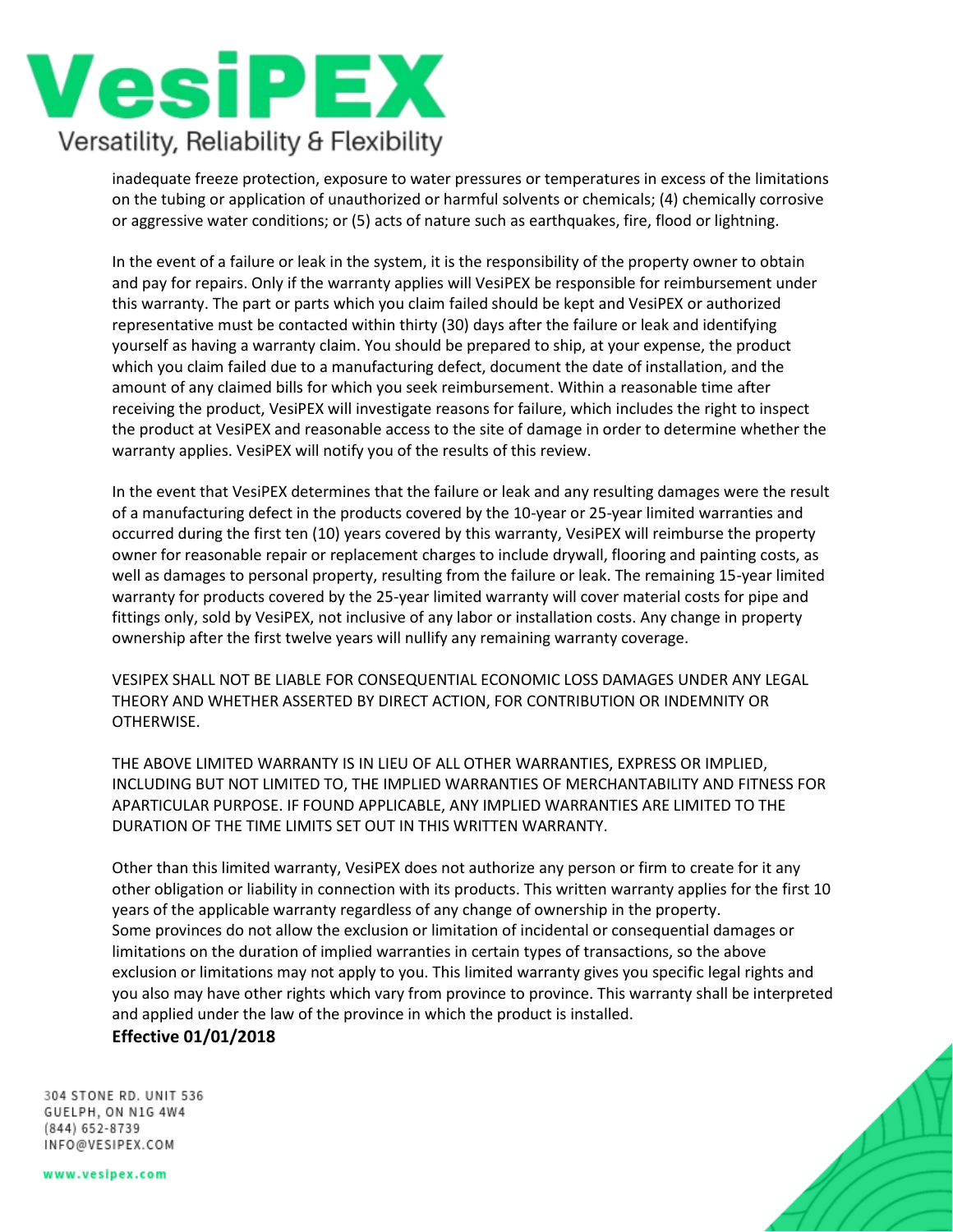inadequate freeze protection, exposure to water pressures or temperatures in excess of the limitations on the tubing or application of unauthorized or harmful solvents or chemicals; (4) chemically corrosive or aggressive water conditions; or (5) acts of nature such as earthquakes, fire, flood or lightning.

In the event of a failure or leak in the system, it is the responsibility of the property owner to obtain and pay for repairs. Only if the warranty applies will VesiPEX be responsible for reimbursement under this warranty. The part or parts which you claim failed should be kept and VesiPEX or authorized representative must be contacted within thirty (30) days after the failure or leak and identifying yourself as having a warranty claim. You should be prepared to ship, at your expense, the product which you claim failed due to a manufacturing defect, document the date of installation, and the amount of any claimed bills for which you seek reimbursement. Within a reasonable time after receiving the product, VesiPEX will investigate reasons for failure, which includes the right to inspect the product at VesiPEX and reasonable access to the site of damage in order to determine whether the warranty applies. VesiPEX will notify you of the results of this review.

In the event that VesiPEX determines that the failure or leak and any resulting damages were the result of a manufacturing defect in the products covered by the 10-year or 25-year limited warranties and occurred during the first ten (10) years covered by this warranty, VesiPEX will reimburse the property owner for reasonable repair or replacement charges to include drywall, flooring and painting costs, as well as damages to personal property, resulting from the failure or leak. The remaining 15-year limited warranty for products covered by the 25-year limited warranty will cover material costs for pipe and fittings only, sold by VesiPEX, not inclusive of any labor or installation costs. Any change in property ownership after the first twelve years will nullify any remaining warranty coverage.

VESIPEX SHALL NOT BE LIABLE FOR CONSEQUENTIAL ECONOMIC LOSS DAMAGES UNDER ANY LEGAL THEORY AND WHETHER ASSERTED BY DIRECT ACTION, FOR CONTRIBUTION OR INDEMNITY OR OTHERWISE.

THE ABOVE LIMITED WARRANTY IS IN LIEU OF ALL OTHER WARRANTIES, EXPRESS OR IMPLIED, INCLUDING BUT NOT LIMITED TO, THE IMPLIED WARRANTIES OF MERCHANTABILITY AND FITNESS FOR APARTICULAR PURPOSE. IF FOUND APPLICABLE, ANY IMPLIED WARRANTIES ARE LIMITED TO THE DURATION OF THE TIME LIMITS SET OUT IN THIS WRITTEN WARRANTY.

Other than this limited warranty, VesiPEX does not authorize any person or firm to create for it any other obligation or liability in connection with its products. This written warranty applies for the first 10 years of the applicable warranty regardless of any change of ownership in the property.
Some provinces do not allow the exclusion or limitation of incidental or consequential damages or limitations on the duration of implied warranties in certain types of transactions, so the above exclusion or limitations may not apply to you. This limited warranty gives you specific legal rights and you also may have other rights which vary from province to province. This warranty shall be interpreted and applied under the law of the province in which the product is installed.

**Effective 01/01/2018**